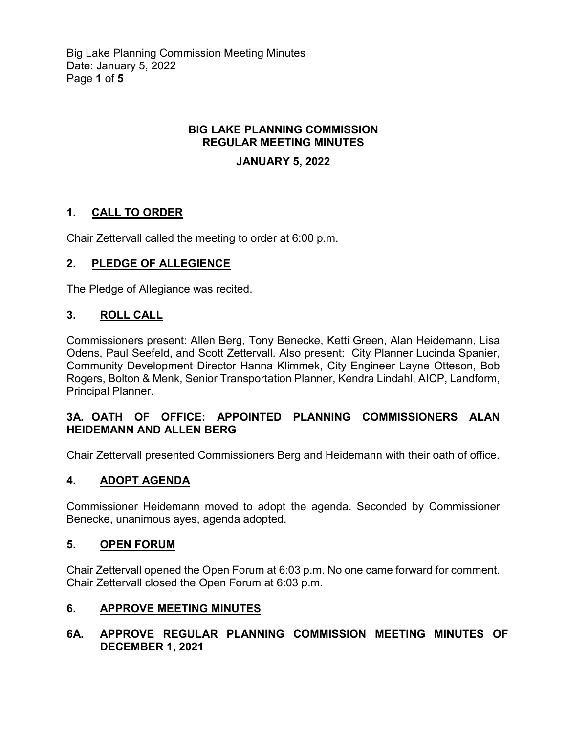**BIG LAKE PLANNING COMMISSION**
**REGULAR MEETING MINUTES**

**JANUARY 5, 2022**

## 1. CALL TO ORDER

Chair Zettervall called the meeting to order at 6:00 p.m.

## 2. PLEDGE OF ALLEGIENCE

The Pledge of Allegiance was recited.

## 3. ROLL CALL

Commissioners present: Allen Berg, Tony Benecke, Ketti Green, Alan Heidemann, Lisa Odens, Paul Seefeld, and Scott Zettervall. Also present: City Planner Lucinda Spanier, Community Development Director Hanna Klimmek, City Engineer Layne Otteson, Bob Rogers, Bolton & Menk, Senior Transportation Planner, Kendra Lindahl, AICP, Landform, Principal Planner.

### 3A. OATH OF OFFICE: APPOINTED PLANNING COMMISSIONERS ALAN HEIDEMANN AND ALLEN BERG

Chair Zettervall presented Commissioners Berg and Heidemann with their oath of office.

## 4. ADOPT AGENDA

Commissioner Heidemann moved to adopt the agenda. Seconded by Commissioner Benecke, unanimous ayes, agenda adopted.

## 5. OPEN FORUM

Chair Zettervall opened the Open Forum at 6:03 p.m. No one came forward for comment. Chair Zettervall closed the Open Forum at 6:03 p.m.

## 6. APPROVE MEETING MINUTES

### 6A. APPROVE REGULAR PLANNING COMMISSION MEETING MINUTES OF DECEMBER 1, 2021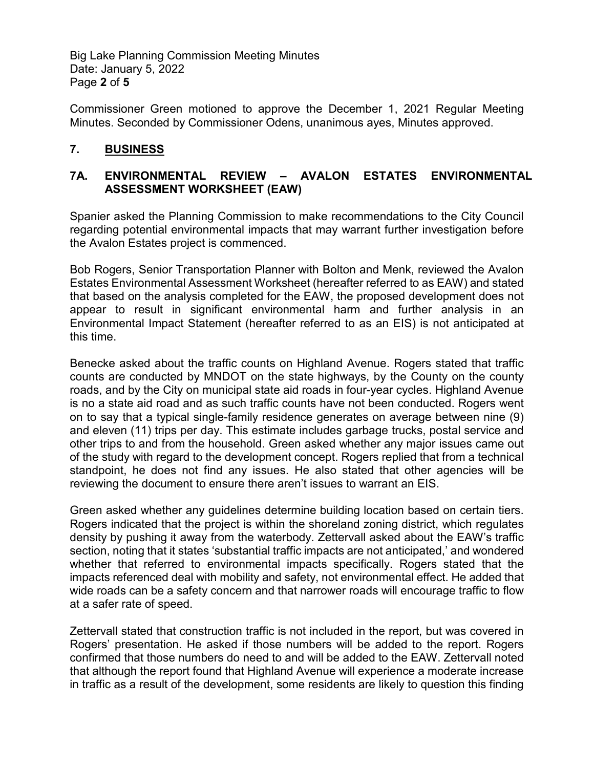Commissioner Green motioned to approve the December 1, 2021 Regular Meeting Minutes. Seconded by Commissioner Odens, unanimous ayes, Minutes approved.

## 7. BUSINESS

### 7A. ENVIRONMENTAL REVIEW – AVALON ESTATES ENVIRONMENTAL ASSESSMENT WORKSHEET (EAW)

Spanier asked the Planning Commission to make recommendations to the City Council regarding potential environmental impacts that may warrant further investigation before the Avalon Estates project is commenced.

Bob Rogers, Senior Transportation Planner with Bolton and Menk, reviewed the Avalon Estates Environmental Assessment Worksheet (hereafter referred to as EAW) and stated that based on the analysis completed for the EAW, the proposed development does not appear to result in significant environmental harm and further analysis in an Environmental Impact Statement (hereafter referred to as an EIS) is not anticipated at this time.

Benecke asked about the traffic counts on Highland Avenue. Rogers stated that traffic counts are conducted by MNDOT on the state highways, by the County on the county roads, and by the City on municipal state aid roads in four-year cycles. Highland Avenue is no a state aid road and as such traffic counts have not been conducted. Rogers went on to say that a typical single-family residence generates on average between nine (9) and eleven (11) trips per day. This estimate includes garbage trucks, postal service and other trips to and from the household. Green asked whether any major issues came out of the study with regard to the development concept. Rogers replied that from a technical standpoint, he does not find any issues. He also stated that other agencies will be reviewing the document to ensure there aren't issues to warrant an EIS.

Green asked whether any guidelines determine building location based on certain tiers. Rogers indicated that the project is within the shoreland zoning district, which regulates density by pushing it away from the waterbody. Zettervall asked about the EAW's traffic section, noting that it states 'substantial traffic impacts are not anticipated,' and wondered whether that referred to environmental impacts specifically. Rogers stated that the impacts referenced deal with mobility and safety, not environmental effect. He added that wide roads can be a safety concern and that narrower roads will encourage traffic to flow at a safer rate of speed.

Zettervall stated that construction traffic is not included in the report, but was covered in Rogers' presentation. He asked if those numbers will be added to the report. Rogers confirmed that those numbers do need to and will be added to the EAW. Zettervall noted that although the report found that Highland Avenue will experience a moderate increase in traffic as a result of the development, some residents are likely to question this finding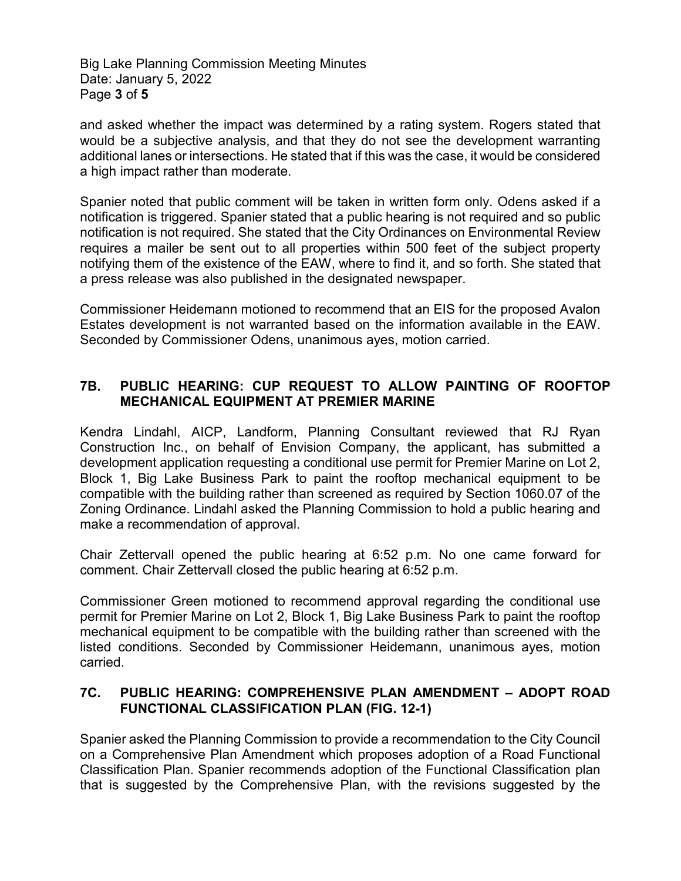and asked whether the impact was determined by a rating system. Rogers stated that would be a subjective analysis, and that they do not see the development warranting additional lanes or intersections. He stated that if this was the case, it would be considered a high impact rather than moderate.

Spanier noted that public comment will be taken in written form only. Odens asked if a notification is triggered. Spanier stated that a public hearing is not required and so public notification is not required. She stated that the City Ordinances on Environmental Review requires a mailer be sent out to all properties within 500 feet of the subject property notifying them of the existence of the EAW, where to find it, and so forth. She stated that a press release was also published in the designated newspaper.

Commissioner Heidemann motioned to recommend that an EIS for the proposed Avalon Estates development is not warranted based on the information available in the EAW. Seconded by Commissioner Odens, unanimous ayes, motion carried.

## 7B. PUBLIC HEARING: CUP REQUEST TO ALLOW PAINTING OF ROOFTOP MECHANICAL EQUIPMENT AT PREMIER MARINE

Kendra Lindahl, AICP, Landform, Planning Consultant reviewed that RJ Ryan Construction Inc., on behalf of Envision Company, the applicant, has submitted a development application requesting a conditional use permit for Premier Marine on Lot 2, Block 1, Big Lake Business Park to paint the rooftop mechanical equipment to be compatible with the building rather than screened as required by Section 1060.07 of the Zoning Ordinance. Lindahl asked the Planning Commission to hold a public hearing and make a recommendation of approval.

Chair Zettervall opened the public hearing at 6:52 p.m. No one came forward for comment. Chair Zettervall closed the public hearing at 6:52 p.m.

Commissioner Green motioned to recommend approval regarding the conditional use permit for Premier Marine on Lot 2, Block 1, Big Lake Business Park to paint the rooftop mechanical equipment to be compatible with the building rather than screened with the listed conditions. Seconded by Commissioner Heidemann, unanimous ayes, motion carried.

## 7C. PUBLIC HEARING: COMPREHENSIVE PLAN AMENDMENT – ADOPT ROAD FUNCTIONAL CLASSIFICATION PLAN (FIG. 12-1)

Spanier asked the Planning Commission to provide a recommendation to the City Council on a Comprehensive Plan Amendment which proposes adoption of a Road Functional Classification Plan. Spanier recommends adoption of the Functional Classification plan that is suggested by the Comprehensive Plan, with the revisions suggested by the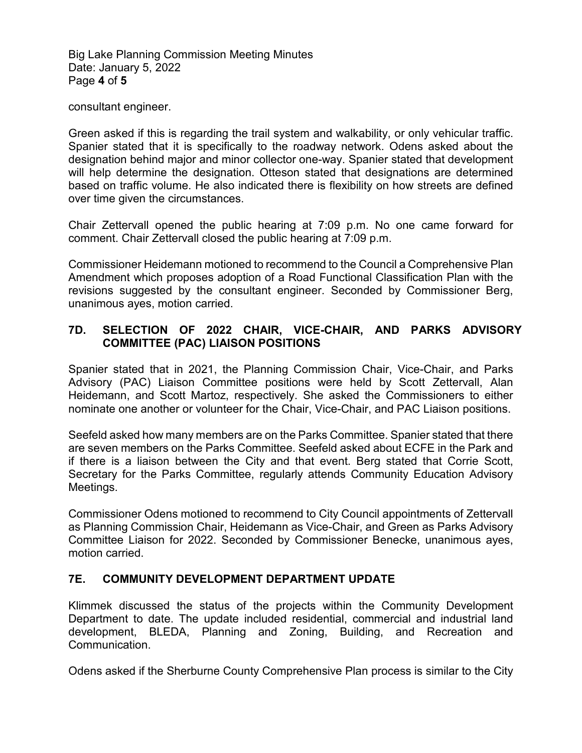consultant engineer.

Green asked if this is regarding the trail system and walkability, or only vehicular traffic. Spanier stated that it is specifically to the roadway network. Odens asked about the designation behind major and minor collector one-way. Spanier stated that development will help determine the designation. Otteson stated that designations are determined based on traffic volume. He also indicated there is flexibility on how streets are defined over time given the circumstances.

Chair Zettervall opened the public hearing at 7:09 p.m. No one came forward for comment. Chair Zettervall closed the public hearing at 7:09 p.m.

Commissioner Heidemann motioned to recommend to the Council a Comprehensive Plan Amendment which proposes adoption of a Road Functional Classification Plan with the revisions suggested by the consultant engineer. Seconded by Commissioner Berg, unanimous ayes, motion carried.

## 7D. SELECTION OF 2022 CHAIR, VICE-CHAIR, AND PARKS ADVISORY COMMITTEE (PAC) LIAISON POSITIONS

Spanier stated that in 2021, the Planning Commission Chair, Vice-Chair, and Parks Advisory (PAC) Liaison Committee positions were held by Scott Zettervall, Alan Heidemann, and Scott Martoz, respectively. She asked the Commissioners to either nominate one another or volunteer for the Chair, Vice-Chair, and PAC Liaison positions.

Seefeld asked how many members are on the Parks Committee. Spanier stated that there are seven members on the Parks Committee. Seefeld asked about ECFE in the Park and if there is a liaison between the City and that event. Berg stated that Corrie Scott, Secretary for the Parks Committee, regularly attends Community Education Advisory Meetings.

Commissioner Odens motioned to recommend to City Council appointments of Zettervall as Planning Commission Chair, Heidemann as Vice-Chair, and Green as Parks Advisory Committee Liaison for 2022. Seconded by Commissioner Benecke, unanimous ayes, motion carried.

## 7E. COMMUNITY DEVELOPMENT DEPARTMENT UPDATE

Klimmek discussed the status of the projects within the Community Development Department to date. The update included residential, commercial and industrial land development, BLEDA, Planning and Zoning, Building, and Recreation and Communication.

Odens asked if the Sherburne County Comprehensive Plan process is similar to the City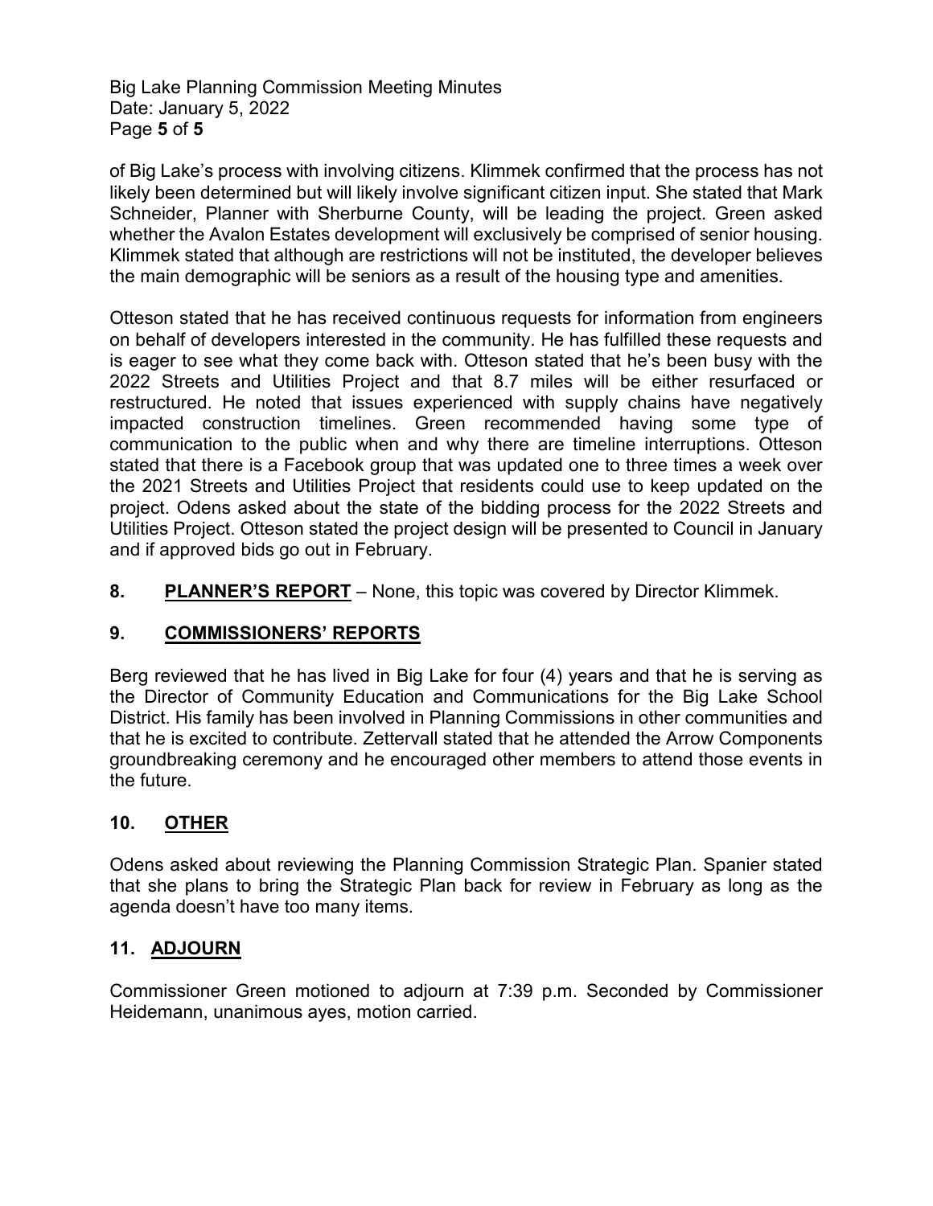of Big Lake's process with involving citizens. Klimmek confirmed that the process has not likely been determined but will likely involve significant citizen input. She stated that Mark Schneider, Planner with Sherburne County, will be leading the project. Green asked whether the Avalon Estates development will exclusively be comprised of senior housing. Klimmek stated that although are restrictions will not be instituted, the developer believes the main demographic will be seniors as a result of the housing type and amenities.

Otteson stated that he has received continuous requests for information from engineers on behalf of developers interested in the community. He has fulfilled these requests and is eager to see what they come back with. Otteson stated that he's been busy with the 2022 Streets and Utilities Project and that 8.7 miles will be either resurfaced or restructured. He noted that issues experienced with supply chains have negatively impacted construction timelines. Green recommended having some type of communication to the public when and why there are timeline interruptions. Otteson stated that there is a Facebook group that was updated one to three times a week over the 2021 Streets and Utilities Project that residents could use to keep updated on the project. Odens asked about the state of the bidding process for the 2022 Streets and Utilities Project. Otteson stated the project design will be presented to Council in January and if approved bids go out in February.

**8. PLANNER'S REPORT** – None, this topic was covered by Director Klimmek.

## 9. COMMISSIONERS' REPORTS

Berg reviewed that he has lived in Big Lake for four (4) years and that he is serving as the Director of Community Education and Communications for the Big Lake School District. His family has been involved in Planning Commissions in other communities and that he is excited to contribute. Zettervall stated that he attended the Arrow Components groundbreaking ceremony and he encouraged other members to attend those events in the future.

## 10. OTHER

Odens asked about reviewing the Planning Commission Strategic Plan. Spanier stated that she plans to bring the Strategic Plan back for review in February as long as the agenda doesn't have too many items.

## 11. ADJOURN

Commissioner Green motioned to adjourn at 7:39 p.m. Seconded by Commissioner Heidemann, unanimous ayes, motion carried.